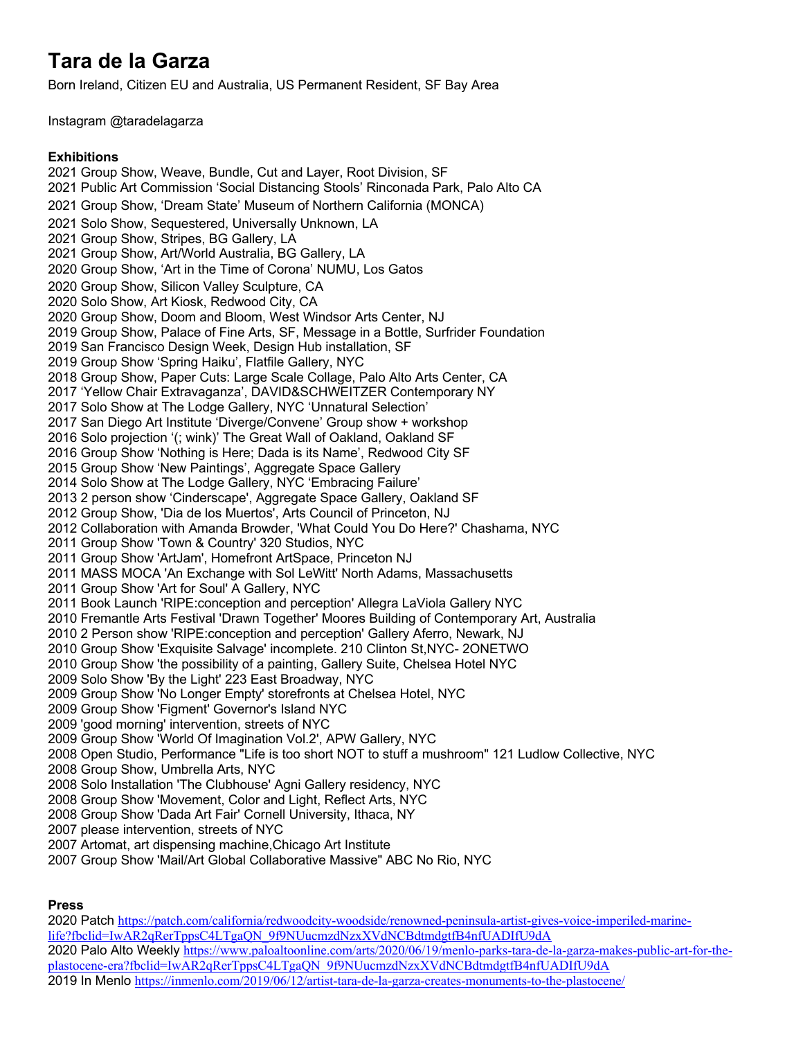# Tara de la Garza

Born Ireland, Citizen EU and Australia, US Permanent Resident, SF Bay Area

Instagram @taradelagarza

**Exhibitions**

2021 Group Show, Weave, Bundle, Cut and Layer, Root Division, SF
2021 Public Art Commission 'Social Distancing Stools' Rinconada Park, Palo Alto CA
2021 Group Show, 'Dream State' Museum of Northern California (MONCA)
2021 Solo Show, Sequestered, Universally Unknown, LA
2021 Group Show, Stripes, BG Gallery, LA
2021 Group Show, Art/World Australia, BG Gallery, LA
2020 Group Show, 'Art in the Time of Corona' NUMU, Los Gatos
2020 Group Show, Silicon Valley Sculpture, CA
2020 Solo Show, Art Kiosk, Redwood City, CA
2020 Group Show, Doom and Bloom, West Windsor Arts Center, NJ
2019 Group Show, Palace of Fine Arts, SF, Message in a Bottle, Surfrider Foundation
2019 San Francisco Design Week, Design Hub installation, SF
2019 Group Show 'Spring Haiku', Flatfile Gallery, NYC
2018 Group Show, Paper Cuts: Large Scale Collage, Palo Alto Arts Center, CA
2017 'Yellow Chair Extravaganza', DAVID&SCHWEITZER Contemporary NY
2017 Solo Show at The Lodge Gallery, NYC 'Unnatural Selection'
2017 San Diego Art Institute 'Diverge/Convene' Group show + workshop
2016 Solo projection '(; wink)' The Great Wall of Oakland, Oakland SF
2016 Group Show 'Nothing is Here; Dada is its Name', Redwood City SF
2015 Group Show 'New Paintings', Aggregate Space Gallery
2014 Solo Show at The Lodge Gallery, NYC 'Embracing Failure'
2013 2 person show 'Cinderscape', Aggregate Space Gallery, Oakland SF
2012 Group Show, 'Dia de los Muertos', Arts Council of Princeton, NJ
2012 Collaboration with Amanda Browder, 'What Could You Do Here?' Chashama, NYC
2011 Group Show 'Town & Country' 320 Studios, NYC
2011 Group Show 'ArtJam', Homefront ArtSpace, Princeton NJ
2011 MASS MOCA 'An Exchange with Sol LeWitt' North Adams, Massachusetts
2011 Group Show 'Art for Soul' A Gallery, NYC
2011 Book Launch 'RIPE:conception and perception' Allegra LaViola Gallery NYC
2010 Fremantle Arts Festival 'Drawn Together' Moores Building of Contemporary Art, Australia
2010 2 Person show 'RIPE:conception and perception' Gallery Aferro, Newark, NJ
2010 Group Show 'Exquisite Salvage' incomplete. 210 Clinton St,NYC- 2ONETWO
2010 Group Show 'the possibility of a painting, Gallery Suite, Chelsea Hotel NYC
2009 Solo Show 'By the Light' 223 East Broadway, NYC
2009 Group Show 'No Longer Empty' storefronts at Chelsea Hotel, NYC
2009 Group Show 'Figment' Governor's Island NYC
2009 'good morning' intervention, streets of NYC
2009 Group Show 'World Of Imagination Vol.2', APW Gallery, NYC
2008 Open Studio, Performance "Life is too short NOT to stuff a mushroom" 121 Ludlow Collective, NYC
2008 Group Show, Umbrella Arts, NYC
2008 Solo Installation 'The Clubhouse' Agni Gallery residency, NYC
2008 Group Show 'Movement, Color and Light, Reflect Arts, NYC
2008 Group Show 'Dada Art Fair' Cornell University, Ithaca, NY
2007 please intervention, streets of NYC
2007 Artomat, art dispensing machine,Chicago Art Institute
2007 Group Show 'Mail/Art Global Collaborative Massive" ABC No Rio, NYC

**Press**

2020 Patch https://patch.com/california/redwoodcity-woodside/renowned-peninsula-artist-gives-voice-imperiled-marine-life?fbclid=IwAR2qRerTppsC4LTgaQN_9f9NUucmzdNzxXVdNCBdtmdgtfB4nfUADIfU9dA
2020 Palo Alto Weekly https://www.paloaltoonline.com/arts/2020/06/19/menlo-parks-tara-de-la-garza-makes-public-art-for-the-plastocene-era?fbclid=IwAR2qRerTppsC4LTgaQN_9f9NUucmzdNzxXVdNCBdtmdgtfB4nfUADIfU9dA
2019 In Menlo https://inmenlo.com/2019/06/12/artist-tara-de-la-garza-creates-monuments-to-the-plastocene/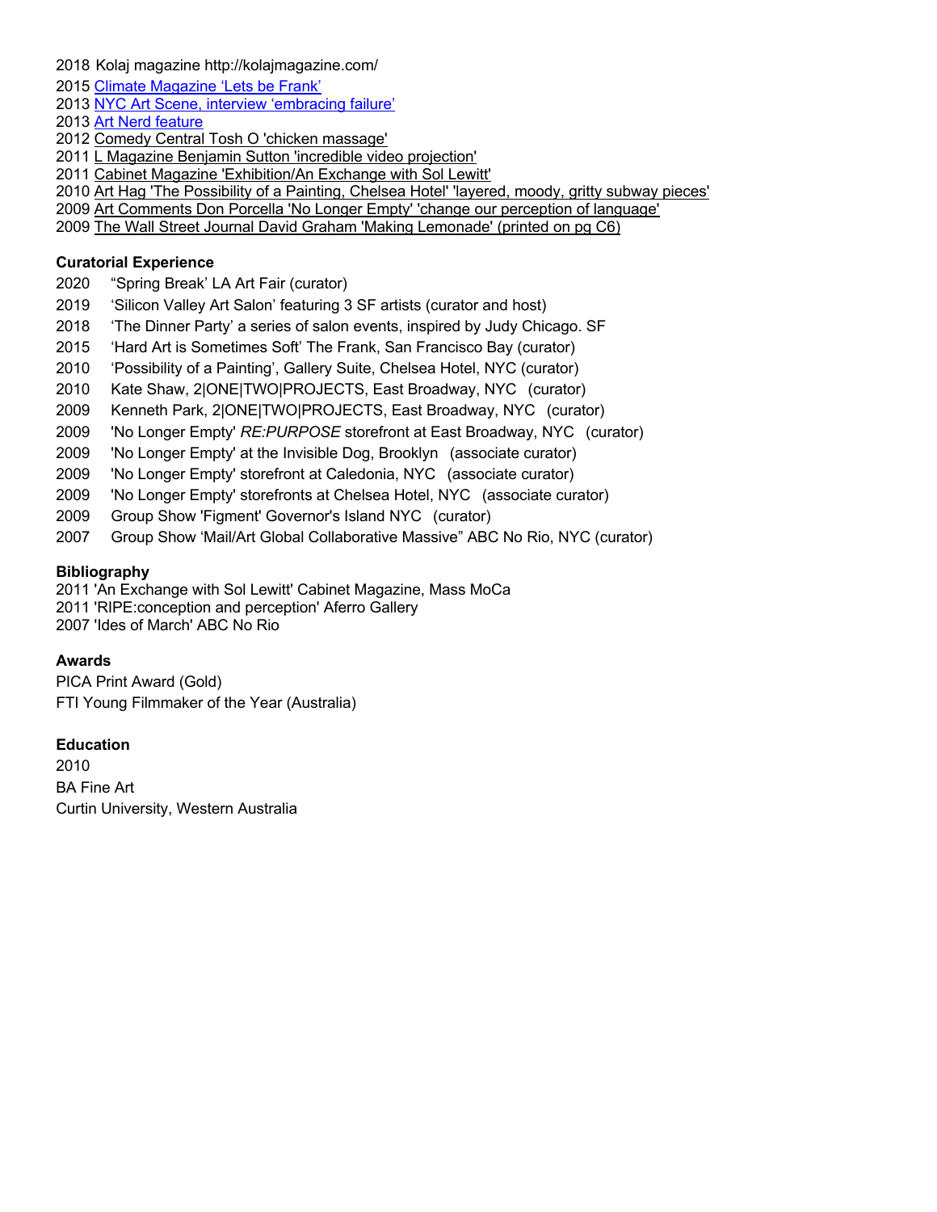2018 Kolaj magazine http://kolajmagazine.com/
2015 Climate Magazine 'Lets be Frank'
2013 NYC Art Scene, interview 'embracing failure'
2013 Art Nerd feature
2012 Comedy Central Tosh O 'chicken massage'
2011 L Magazine Benjamin Sutton 'incredible video projection'
2011 Cabinet Magazine 'Exhibition/An Exchange with Sol Lewitt'
2010 Art Hag 'The Possibility of a Painting, Chelsea Hotel' 'layered, moody, gritty subway pieces'
2009 Art Comments Don Porcella 'No Longer Empty' 'change our perception of language'
2009 The Wall Street Journal David Graham 'Making Lemonade' (printed on pg C6)

**Curatorial Experience**

2020 "Spring Break' LA Art Fair (curator)
2019 'Silicon Valley Art Salon' featuring 3 SF artists (curator and host)
2018 'The Dinner Party' a series of salon events, inspired by Judy Chicago. SF
2015 'Hard Art is Sometimes Soft' The Frank, San Francisco Bay (curator)
2010 'Possibility of a Painting', Gallery Suite, Chelsea Hotel, NYC (curator)
2010 Kate Shaw, 2|ONE|TWO|PROJECTS, East Broadway, NYC (curator)
2009 Kenneth Park, 2|ONE|TWO|PROJECTS, East Broadway, NYC (curator)
2009 'No Longer Empty' *RE:PURPOSE* storefront at East Broadway, NYC (curator)
2009 'No Longer Empty' at the Invisible Dog, Brooklyn (associate curator)
2009 'No Longer Empty' storefront at Caledonia, NYC (associate curator)
2009 'No Longer Empty' storefronts at Chelsea Hotel, NYC (associate curator)
2009 Group Show 'Figment' Governor's Island NYC (curator)
2007 Group Show 'Mail/Art Global Collaborative Massive" ABC No Rio, NYC (curator)

**Bibliography**

2011 'An Exchange with Sol Lewitt' Cabinet Magazine, Mass MoCa
2011 'RIPE:conception and perception' Aferro Gallery
2007 'Ides of March' ABC No Rio

**Awards**

PICA Print Award (Gold)
FTI Young Filmmaker of the Year (Australia)

**Education**

2010
BA Fine Art
Curtin University, Western Australia